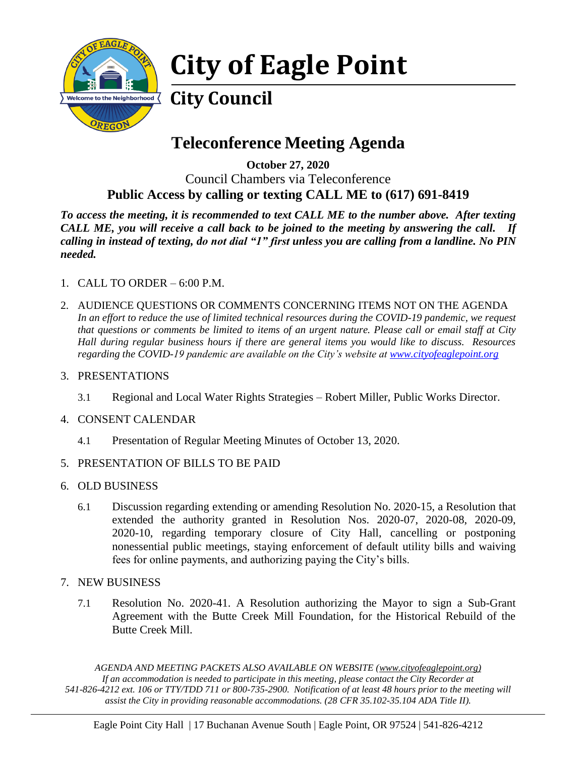# City of Eagle Point

## City Council

## Teleconference Meeting Agenda

**October 27, 2020**

Council Chambers via Teleconference

**Public Access by calling or texting CALL ME to (617) 691-8419**

***To access the meeting, it is recommended to text CALL ME to the number above. After texting CALL ME, you will receive a call back to be joined to the meeting by answering the call. If calling in instead of texting, do not dial "1" first unless you are calling from a landline. No PIN needed.***

1. CALL TO ORDER – 6:00 P.M.

2. AUDIENCE QUESTIONS OR COMMENTS CONCERNING ITEMS NOT ON THE AGENDA
   *In an effort to reduce the use of limited technical resources during the COVID-19 pandemic, we request that questions or comments be limited to items of an urgent nature. Please call or email staff at City Hall during regular business hours if there are general items you would like to discuss. Resources regarding the COVID-19 pandemic are available on the City's website at www.cityofeaglepoint.org*

3. PRESENTATIONS

   3.1 Regional and Local Water Rights Strategies – Robert Miller, Public Works Director.

4. CONSENT CALENDAR

   4.1 Presentation of Regular Meeting Minutes of October 13, 2020.

5. PRESENTATION OF BILLS TO BE PAID

6. OLD BUSINESS

   6.1 Discussion regarding extending or amending Resolution No. 2020-15, a Resolution that extended the authority granted in Resolution Nos. 2020-07, 2020-08, 2020-09, 2020-10, regarding temporary closure of City Hall, cancelling or postponing nonessential public meetings, staying enforcement of default utility bills and waiving fees for online payments, and authorizing paying the City's bills.

7. NEW BUSINESS

   7.1 Resolution No. 2020-41. A Resolution authorizing the Mayor to sign a Sub-Grant Agreement with the Butte Creek Mill Foundation, for the Historical Rebuild of the Butte Creek Mill.

*AGENDA AND MEETING PACKETS ALSO AVAILABLE ON WEBSITE (www.cityofeaglepoint.org)*
*If an accommodation is needed to participate in this meeting, please contact the City Recorder at 541-826-4212 ext. 106 or TTY/TDD 711 or 800-735-2900. Notification of at least 48 hours prior to the meeting will assist the City in providing reasonable accommodations. (28 CFR 35.102-35.104 ADA Title II).*

Eagle Point City Hall | 17 Buchanan Avenue South | Eagle Point, OR 97524 | 541-826-4212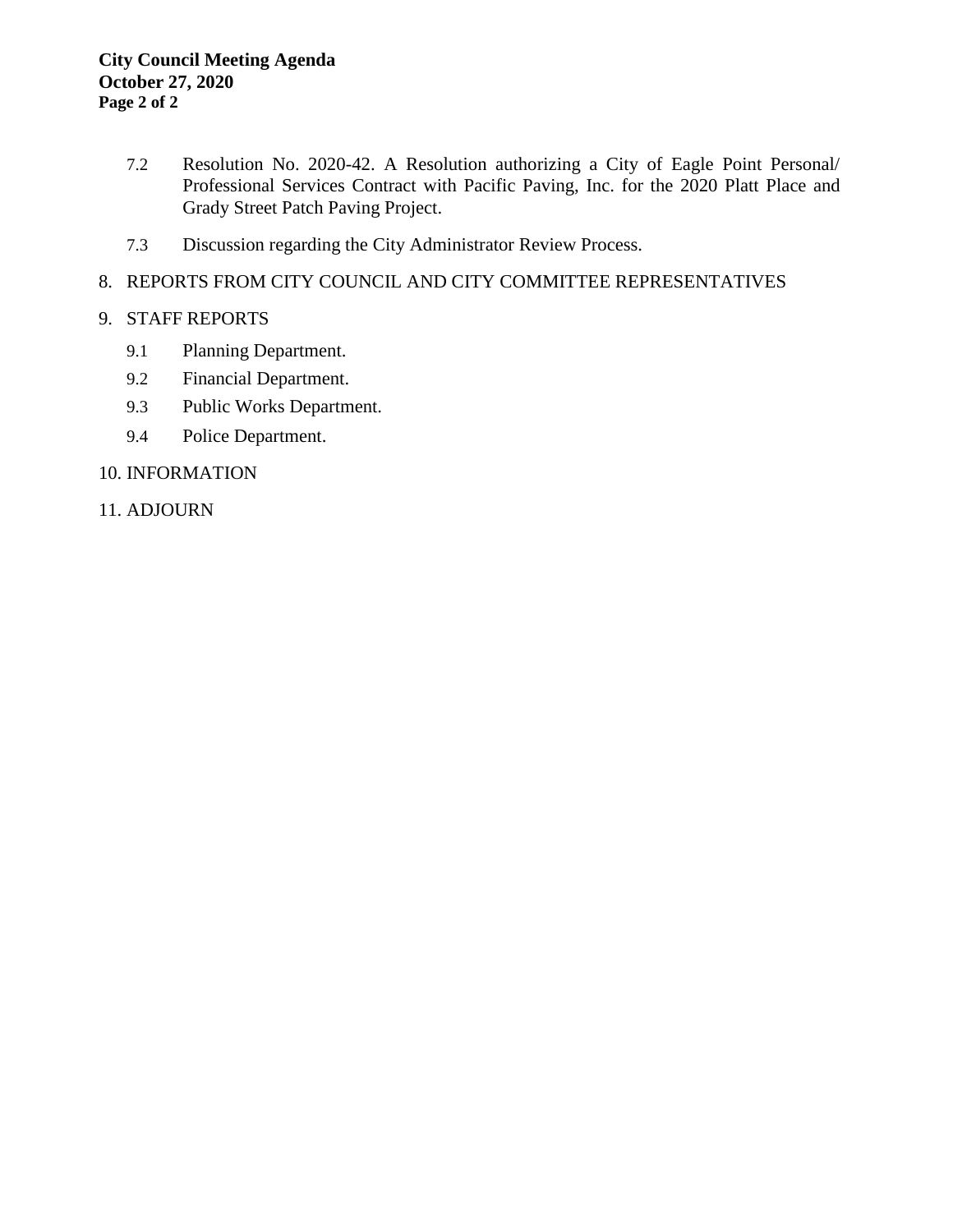7.2 Resolution No. 2020-42. A Resolution authorizing a City of Eagle Point Personal/ Professional Services Contract with Pacific Paving, Inc. for the 2020 Platt Place and Grady Street Patch Paving Project.

7.3 Discussion regarding the City Administrator Review Process.

8. REPORTS FROM CITY COUNCIL AND CITY COMMITTEE REPRESENTATIVES

9. STAFF REPORTS

9.1 Planning Department.

9.2 Financial Department.

9.3 Public Works Department.

9.4 Police Department.

10. INFORMATION

11. ADJOURN